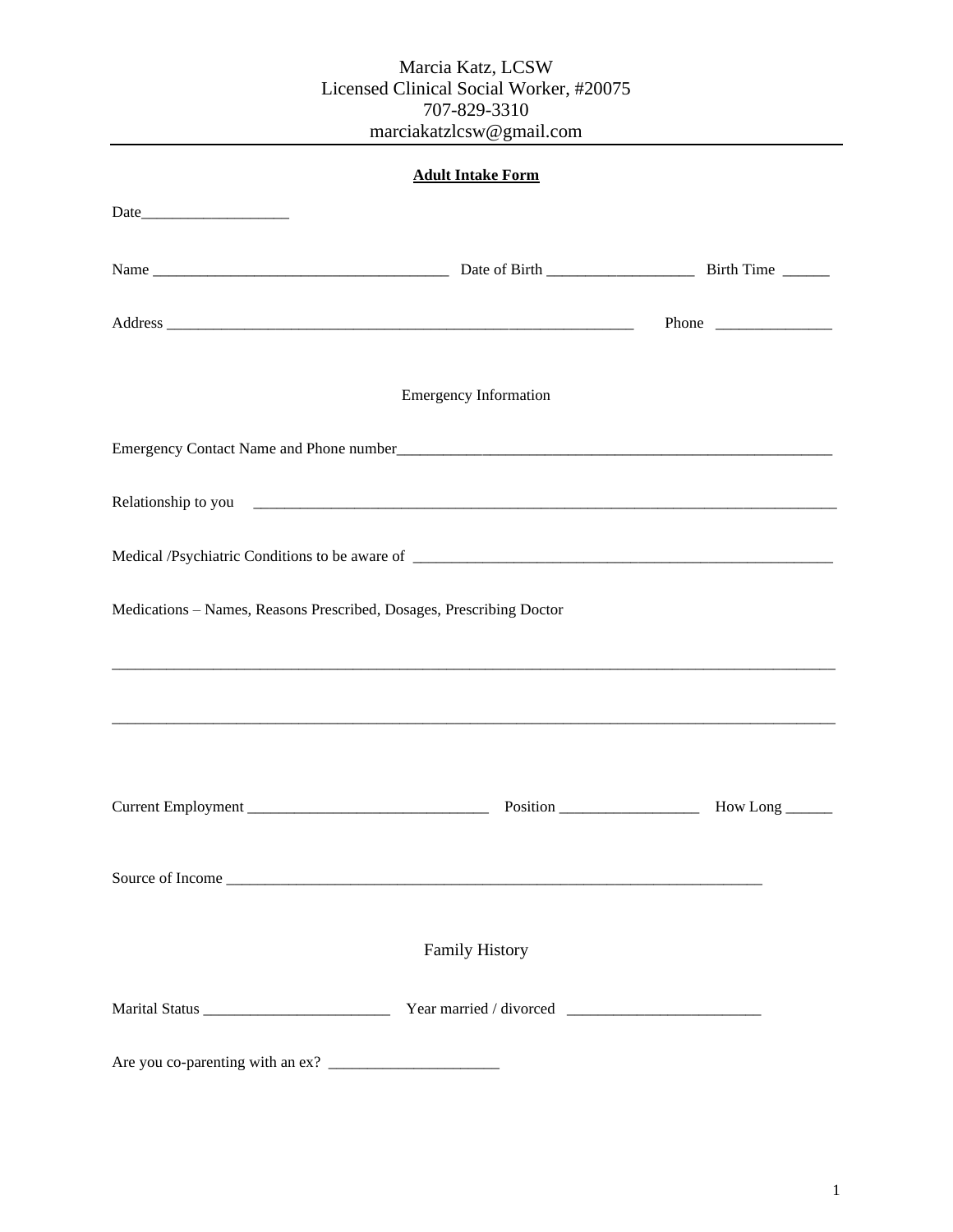Marcia Katz, LCSW
Licensed Clinical Social Worker, #20075
707-829-3310
marciakatzlcsw@gmail.com

---

**Adult Intake Form**

Date___________________

Name ______________________________________ Date of Birth ___________________ Birth Time ______

Address ____________________________________________________________ Phone _______________

Emergency Information

Emergency Contact Name and Phone number________________________________________________________

Relationship to you _________________________________________________________________________

Medical /Psychiatric Conditions to be aware of ______________________________________________________

Medications – Names, Reasons Prescribed, Dosages, Prescribing Doctor

_____________________________________________________________________________________________

_____________________________________________________________________________________________

Current Employment _______________________________ Position __________________ How Long ______

Source of Income _____________________________________________________________________

Family History

Marital Status ________________________ Year married / divorced _________________________

Are you co-parenting with an ex? ______________________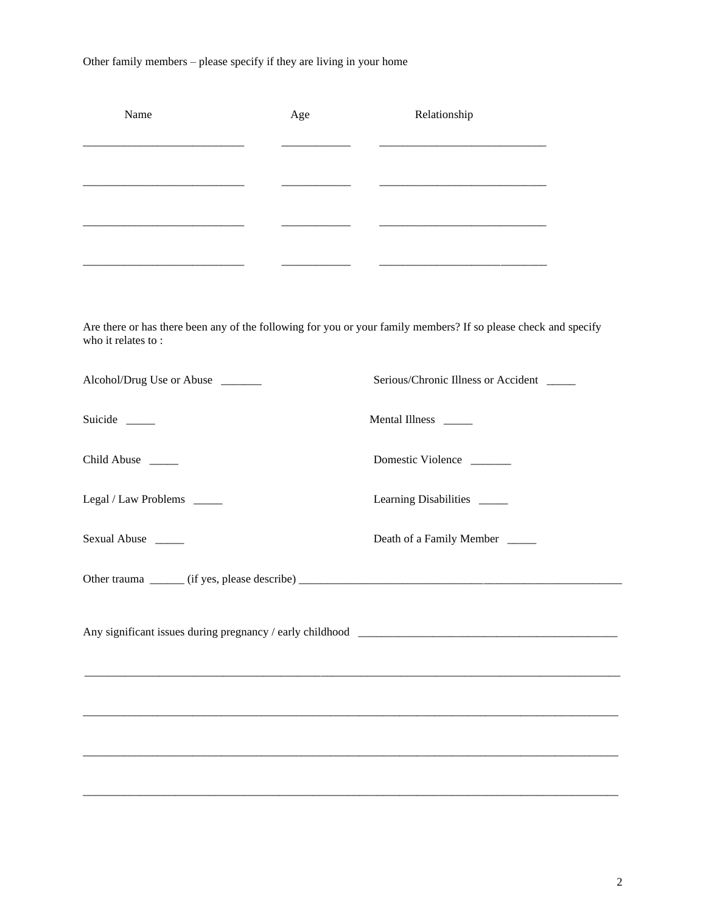Other family members – please specify if they are living in your home

| Name | Age | Relationship |
|---|---|---|
| ___________________________ | ____________ | _____________________________ |
| ___________________________ | ____________ | _____________________________ |
| ___________________________ | ____________ | _____________________________ |
| ___________________________ | ____________ | _____________________________ |

Are there or has there been any of the following for you or your family members? If so please check and specify who it relates to :

Alcohol/Drug Use or Abuse _______

Serious/Chronic Illness or Accident _____

Suicide _____

Mental Illness _____

Child Abuse _____

Domestic Violence _______

Legal / Law Problems _____

Learning Disabilities _____

Sexual Abuse _____

Death of a Family Member _____

Other trauma ______ (if yes, please describe) ___________________________________________________________

Any significant issues during pregnancy / early childhood _______________________________________________

___________________________________________________________________________________________

___________________________________________________________________________________________

___________________________________________________________________________________________

___________________________________________________________________________________________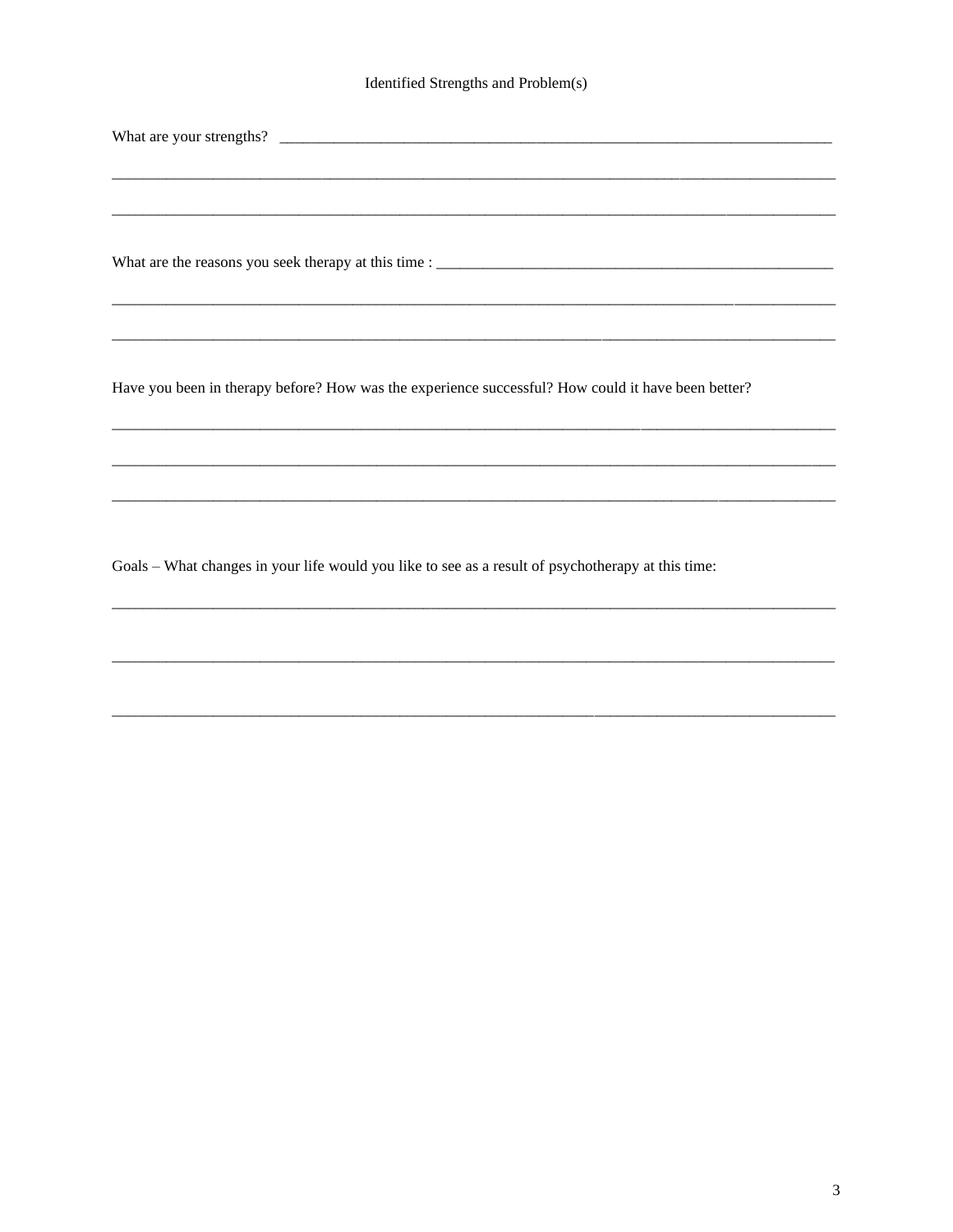## Identified Strengths and Problem(s)

What are your strengths? ________________________________________________________________________

_____________________________________________________________________________________________

_____________________________________________________________________________________________

What are the reasons you seek therapy at this time : ___________________________________________________

_____________________________________________________________________________________________

_____________________________________________________________________________________________

Have you been in therapy before? How was the experience successful? How could it have been better?

_____________________________________________________________________________________________

_____________________________________________________________________________________________

_____________________________________________________________________________________________

Goals – What changes in your life would you like to see as a result of psychotherapy at this time:

_____________________________________________________________________________________________

_____________________________________________________________________________________________

_____________________________________________________________________________________________